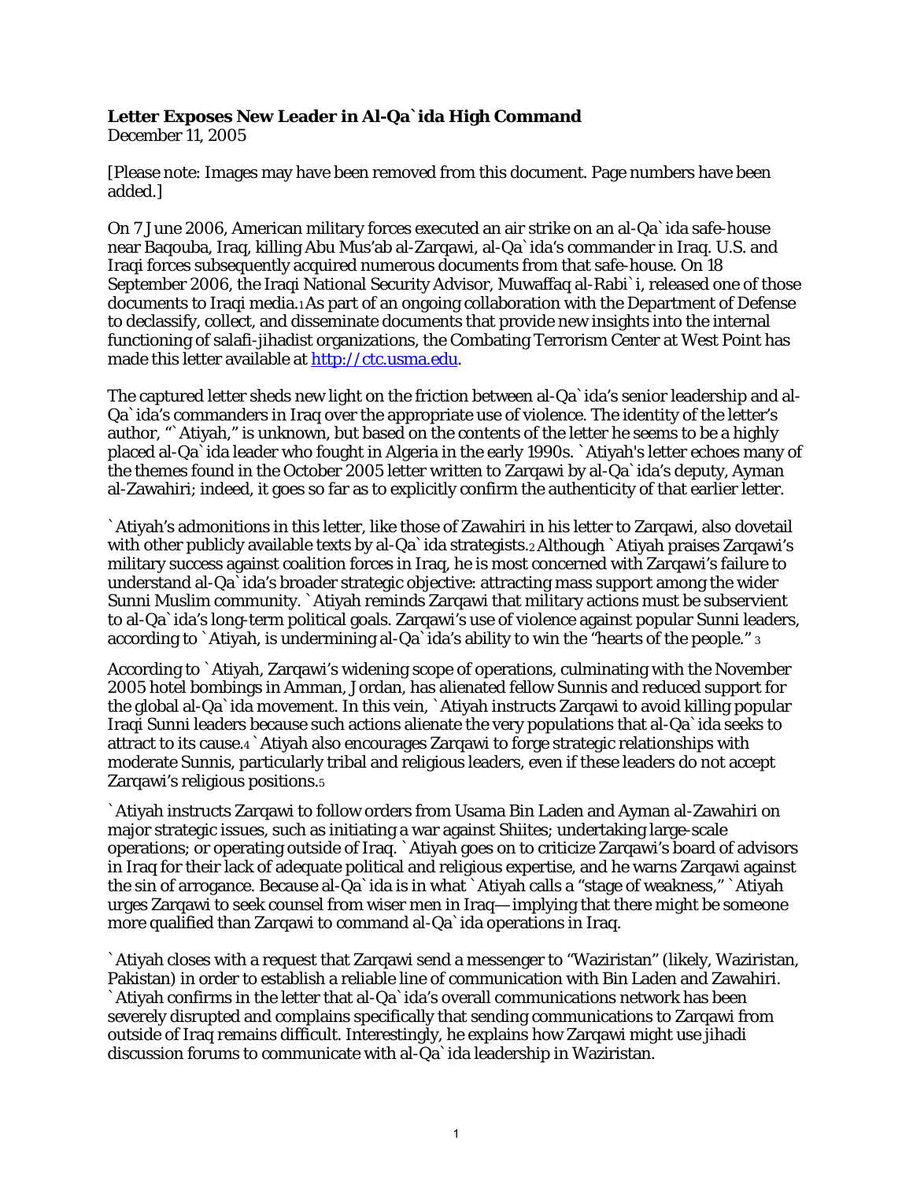**Letter Exposes New Leader in Al-Qa`ida High Command**
December 11, 2005

[Please note: Images may have been removed from this document. Page numbers have been added.]

On 7 June 2006, American military forces executed an air strike on an al-Qa`ida safe-house near Baqouba, Iraq, killing Abu Mus'ab al-Zarqawi, al-Qa`ida's commander in Iraq. U.S. and Iraqi forces subsequently acquired numerous documents from that safe-house. On 18 September 2006, the Iraqi National Security Advisor, Muwaffaq al-Rabi`i, released one of those documents to Iraqi media.[1] As part of an ongoing collaboration with the Department of Defense to declassify, collect, and disseminate documents that provide new insights into the internal functioning of salafi-jihadist organizations, the Combating Terrorism Center at West Point has made this letter available at http://ctc.usma.edu.

The captured letter sheds new light on the friction between al-Qa`ida's senior leadership and al-Qa`ida's commanders in Iraq over the appropriate use of violence. The identity of the letter's author, "`Atiyah," is unknown, but based on the contents of the letter he seems to be a highly placed al-Qa`ida leader who fought in Algeria in the early 1990s. `Atiyah's letter echoes many of the themes found in the October 2005 letter written to Zarqawi by al-Qa`ida's deputy, Ayman al-Zawahiri; indeed, it goes so far as to explicitly confirm the authenticity of that earlier letter.

`Atiyah's admonitions in this letter, like those of Zawahiri in his letter to Zarqawi, also dovetail with other publicly available texts by al-Qa`ida strategists.[2] Although `Atiyah praises Zarqawi's military success against coalition forces in Iraq, he is most concerned with Zarqawi's failure to understand al-Qa`ida's broader strategic objective: attracting mass support among the wider Sunni Muslim community. `Atiyah reminds Zarqawi that military actions must be subservient to al-Qa`ida's long-term political goals. Zarqawi's use of violence against popular Sunni leaders, according to `Atiyah, is undermining al-Qa`ida's ability to win the "hearts of the people." [3]

According to `Atiyah, Zarqawi's widening scope of operations, culminating with the November 2005 hotel bombings in Amman, Jordan, has alienated fellow Sunnis and reduced support for the global al-Qa`ida movement. In this vein, `Atiyah instructs Zarqawi to avoid killing popular Iraqi Sunni leaders because such actions alienate the very populations that al-Qa`ida seeks to attract to its cause.[4] `Atiyah also encourages Zarqawi to forge strategic relationships with moderate Sunnis, particularly tribal and religious leaders, even if these leaders do not accept Zarqawi's religious positions.[5]

`Atiyah instructs Zarqawi to follow orders from Usama Bin Laden and Ayman al-Zawahiri on major strategic issues, such as initiating a war against Shiites; undertaking large-scale operations; or operating outside of Iraq. `Atiyah goes on to criticize Zarqawi's board of advisors in Iraq for their lack of adequate political and religious expertise, and he warns Zarqawi against the sin of arrogance. Because al-Qa`ida is in what `Atiyah calls a "stage of weakness," `Atiyah urges Zarqawi to seek counsel from wiser men in Iraq—implying that there might be someone more qualified than Zarqawi to command al-Qa`ida operations in Iraq.

`Atiyah closes with a request that Zarqawi send a messenger to "Waziristan" (likely, Waziristan, Pakistan) in order to establish a reliable line of communication with Bin Laden and Zawahiri. `Atiyah confirms in the letter that al-Qa`ida's overall communications network has been severely disrupted and complains specifically that sending communications to Zarqawi from outside of Iraq remains difficult. Interestingly, he explains how Zarqawi might use jihadi discussion forums to communicate with al-Qa`ida leadership in Waziristan.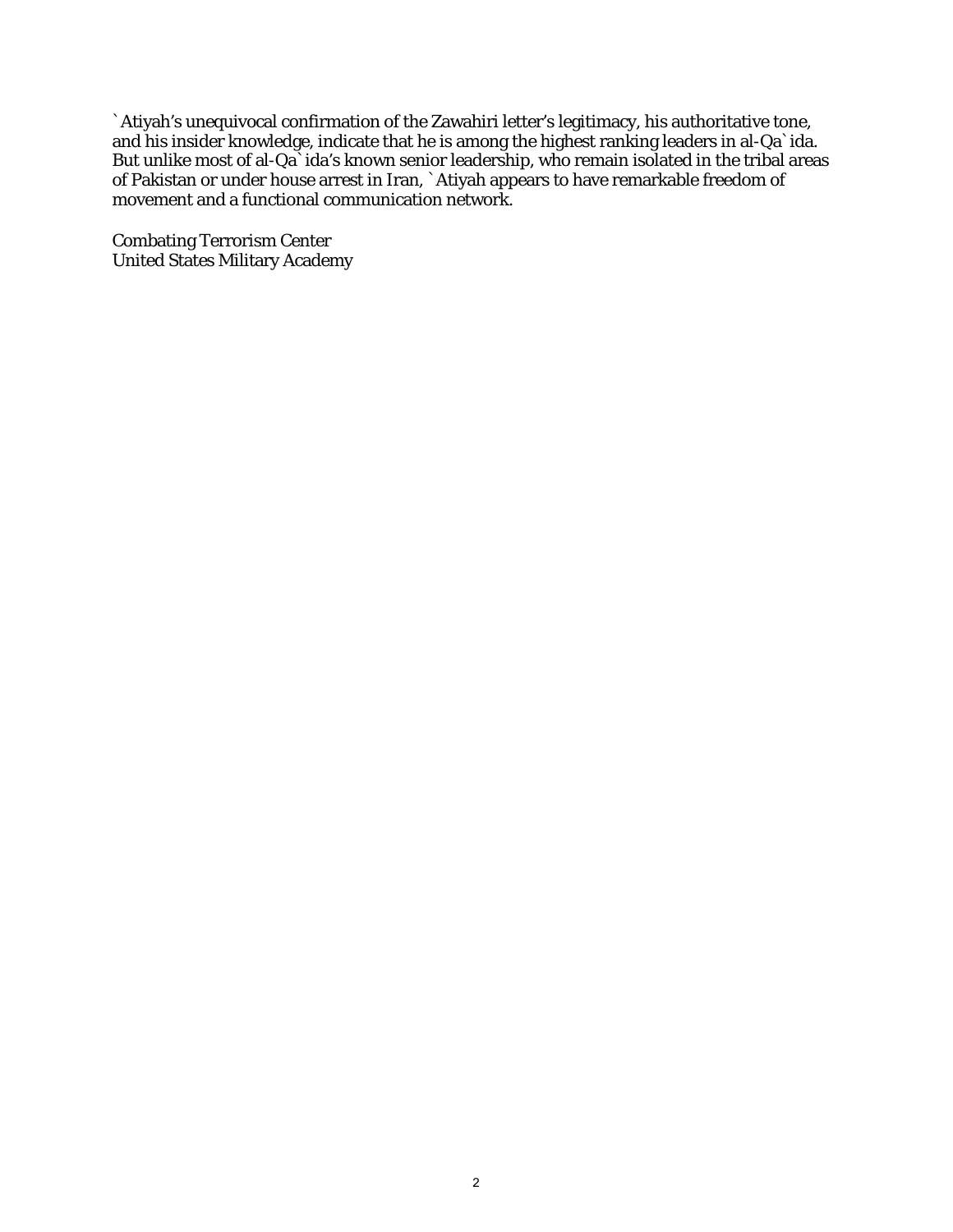`Atiyah's unequivocal confirmation of the Zawahiri letter's legitimacy, his authoritative tone, and his insider knowledge, indicate that he is among the highest ranking leaders in al-Qa`ida. But unlike most of al-Qa`ida's known senior leadership, who remain isolated in the tribal areas of Pakistan or under house arrest in Iran, `Atiyah appears to have remarkable freedom of movement and a functional communication network.

Combating Terrorism Center
United States Military Academy